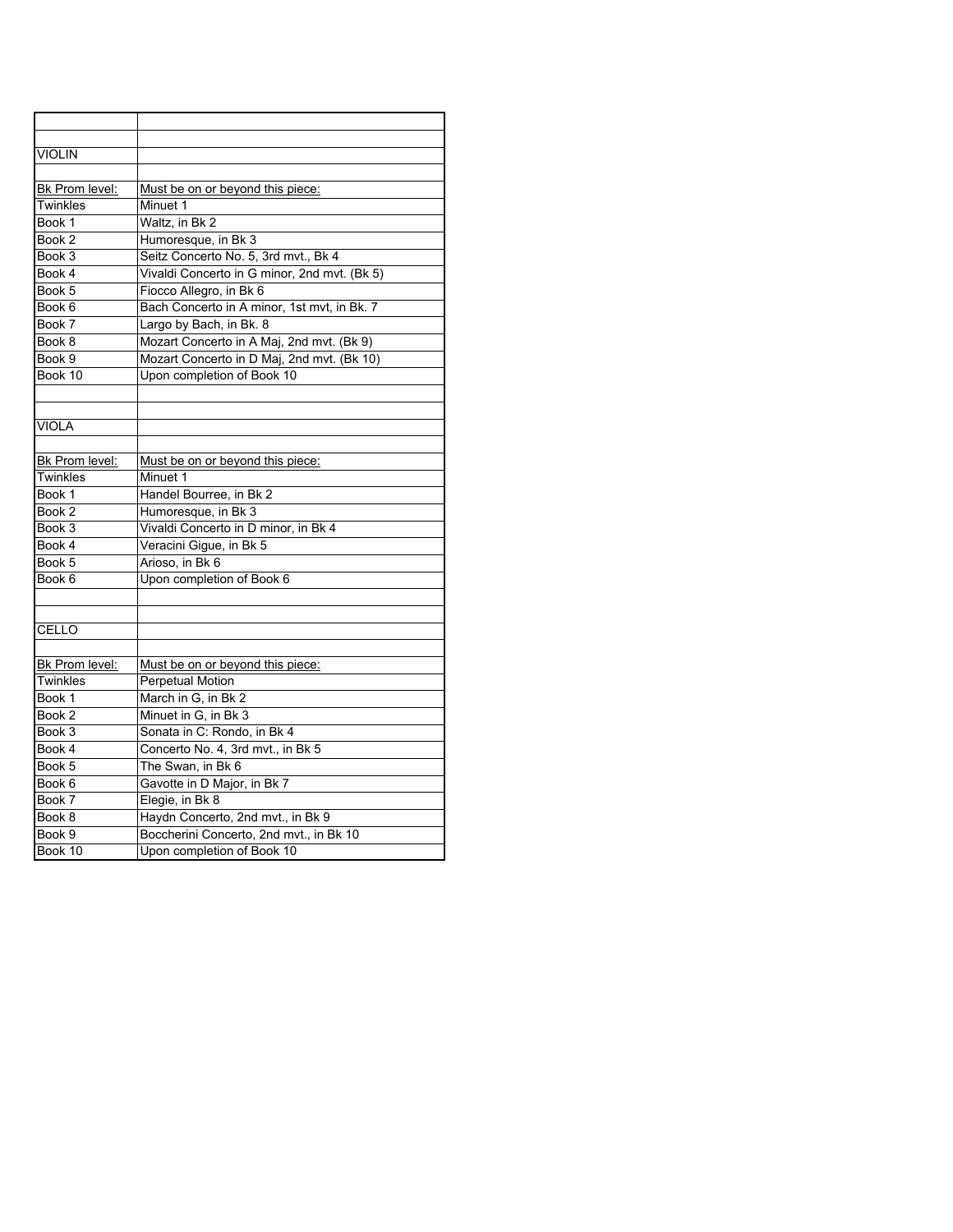## VIOLIN

| Bk Prom level: | Must be on or beyond this piece: |
|---|---|
| Twinkles | Minuet 1 |
| Book 1 | Waltz, in Bk 2 |
| Book 2 | Humoresque, in Bk 3 |
| Book 3 | Seitz Concerto No. 5, 3rd mvt., Bk 4 |
| Book 4 | Vivaldi Concerto in G minor, 2nd mvt. (Bk 5) |
| Book 5 | Fiocco Allegro, in Bk 6 |
| Book 6 | Bach Concerto in A minor, 1st mvt, in Bk. 7 |
| Book 7 | Largo by Bach, in Bk. 8 |
| Book 8 | Mozart Concerto in A Maj, 2nd mvt. (Bk 9) |
| Book 9 | Mozart Concerto in D Maj, 2nd mvt. (Bk 10) |
| Book 10 | Upon completion of Book 10 |

## VIOLA

| Bk Prom level: | Must be on or beyond this piece: |
|---|---|
| Twinkles | Minuet 1 |
| Book 1 | Handel Bourree, in Bk 2 |
| Book 2 | Humoresque, in Bk 3 |
| Book 3 | Vivaldi Concerto in D minor, in Bk 4 |
| Book 4 | Veracini Gigue, in Bk 5 |
| Book 5 | Arioso, in Bk 6 |
| Book 6 | Upon completion of Book 6 |

## CELLO

| Bk Prom level: | Must be on or beyond this piece: |
|---|---|
| Twinkles | Perpetual Motion |
| Book 1 | March in G, in Bk 2 |
| Book 2 | Minuet in G, in Bk 3 |
| Book 3 | Sonata in C: Rondo, in Bk 4 |
| Book 4 | Concerto No. 4, 3rd mvt., in Bk 5 |
| Book 5 | The Swan, in Bk 6 |
| Book 6 | Gavotte in D Major, in Bk 7 |
| Book 7 | Elegie, in Bk 8 |
| Book 8 | Haydn Concerto, 2nd mvt., in Bk 9 |
| Book 9 | Boccherini Concerto, 2nd mvt., in Bk 10 |
| Book 10 | Upon completion of Book 10 |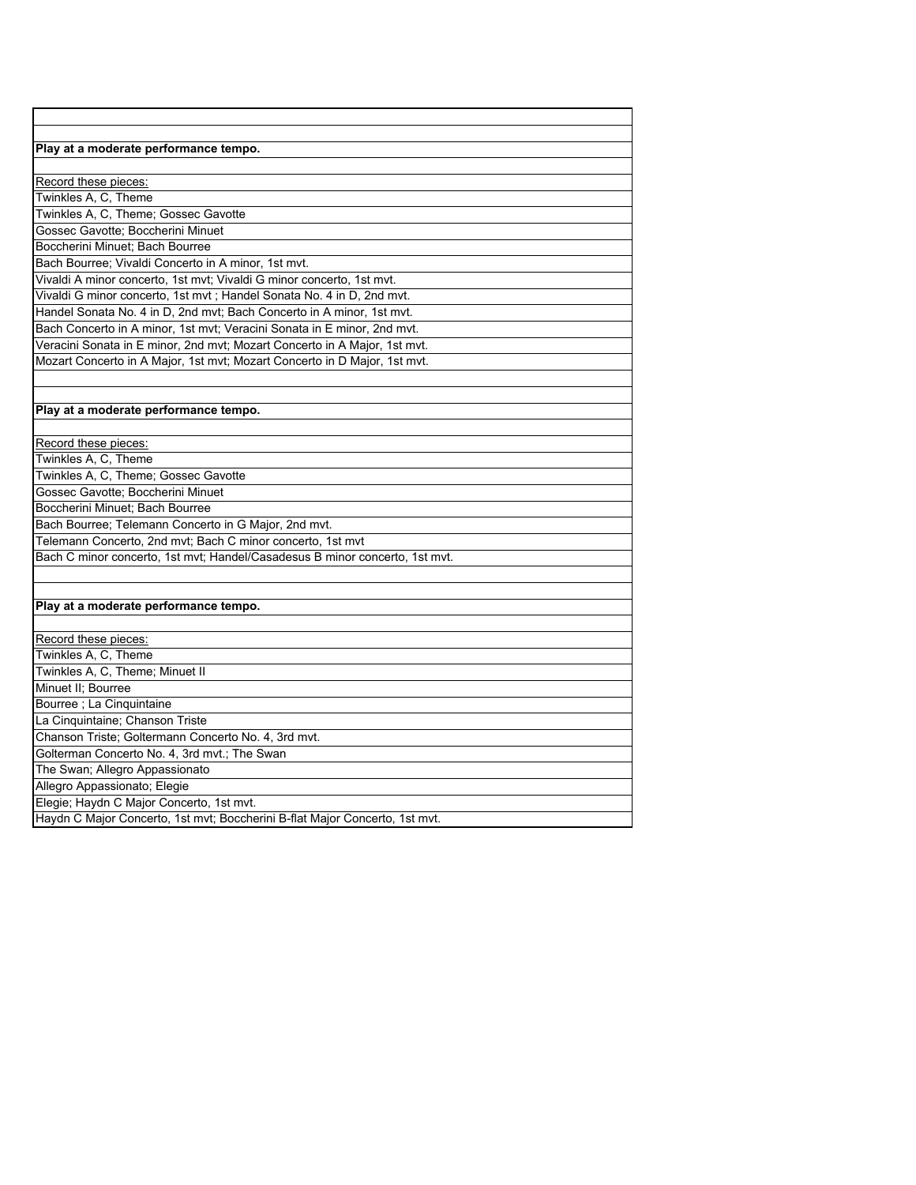| |
|---|
| |
| |
| **Play at a moderate performance tempo.** |
| |
| Record these pieces: |
| Twinkles A, C, Theme |
| Twinkles A, C, Theme; Gossec Gavotte |
| Gossec Gavotte; Boccherini Minuet |
| Boccherini Minuet; Bach Bourree |
| Bach Bourree; Vivaldi Concerto in A minor, 1st mvt. |
| Vivaldi A minor concerto, 1st mvt; Vivaldi G minor concerto, 1st mvt. |
| Vivaldi G minor concerto, 1st mvt ; Handel Sonata No. 4 in D, 2nd mvt. |
| Handel Sonata No. 4 in D, 2nd mvt; Bach Concerto in A minor, 1st mvt. |
| Bach Concerto in A minor, 1st mvt; Veracini Sonata in E minor, 2nd mvt. |
| Veracini Sonata in E minor, 2nd mvt; Mozart Concerto in A Major, 1st mvt. |
| Mozart Concerto in A Major, 1st mvt; Mozart Concerto in D Major, 1st mvt. |
| |
| |
| **Play at a moderate performance tempo.** |
| |
| Record these pieces: |
| Twinkles A, C, Theme |
| Twinkles A, C, Theme; Gossec Gavotte |
| Gossec Gavotte; Boccherini Minuet |
| Boccherini Minuet; Bach Bourree |
| Bach Bourree; Telemann Concerto in G Major, 2nd mvt. |
| Telemann Concerto, 2nd mvt; Bach C minor concerto, 1st mvt |
| Bach C minor concerto, 1st mvt; Handel/Casadesus B minor concerto, 1st mvt. |
| |
| |
| **Play at a moderate performance tempo.** |
| |
| Record these pieces: |
| Twinkles A, C, Theme |
| Twinkles A, C, Theme; Minuet II |
| Minuet II; Bourree |
| Bourree ; La Cinquintaine |
| La Cinquintaine; Chanson Triste |
| Chanson Triste; Goltermann Concerto No. 4, 3rd mvt. |
| Golterman Concerto No. 4, 3rd mvt.; The Swan |
| The Swan; Allegro Appassionato |
| Allegro Appassionato; Elegie |
| Elegie; Haydn C Major Concerto, 1st mvt. |
| Haydn C Major Concerto, 1st mvt; Boccherini B-flat Major Concerto, 1st mvt. |